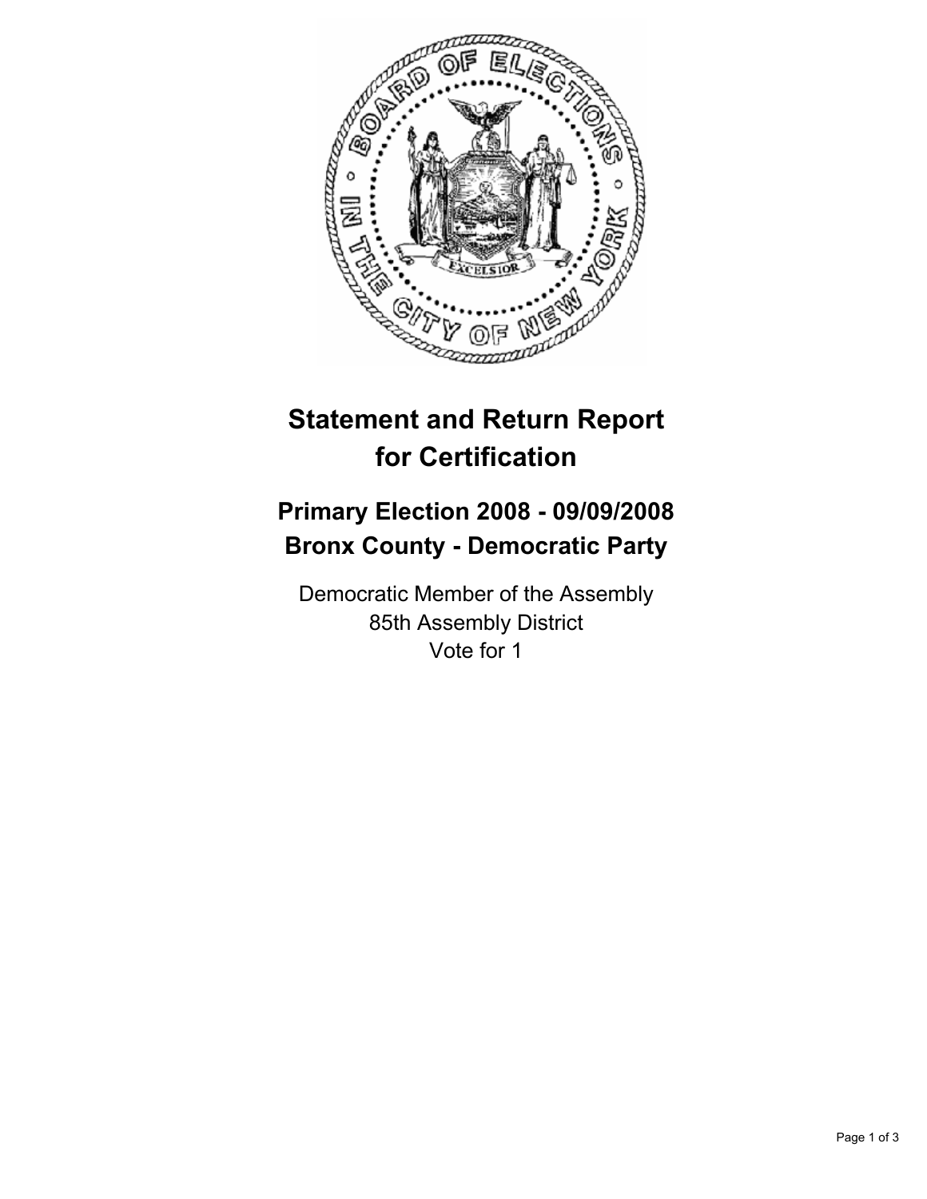# Statement and Return Report for Certification

## Primary Election 2008 - 09/09/2008
## Bronx County - Democratic Party

Democratic Member of the Assembly
85th Assembly District
Vote for 1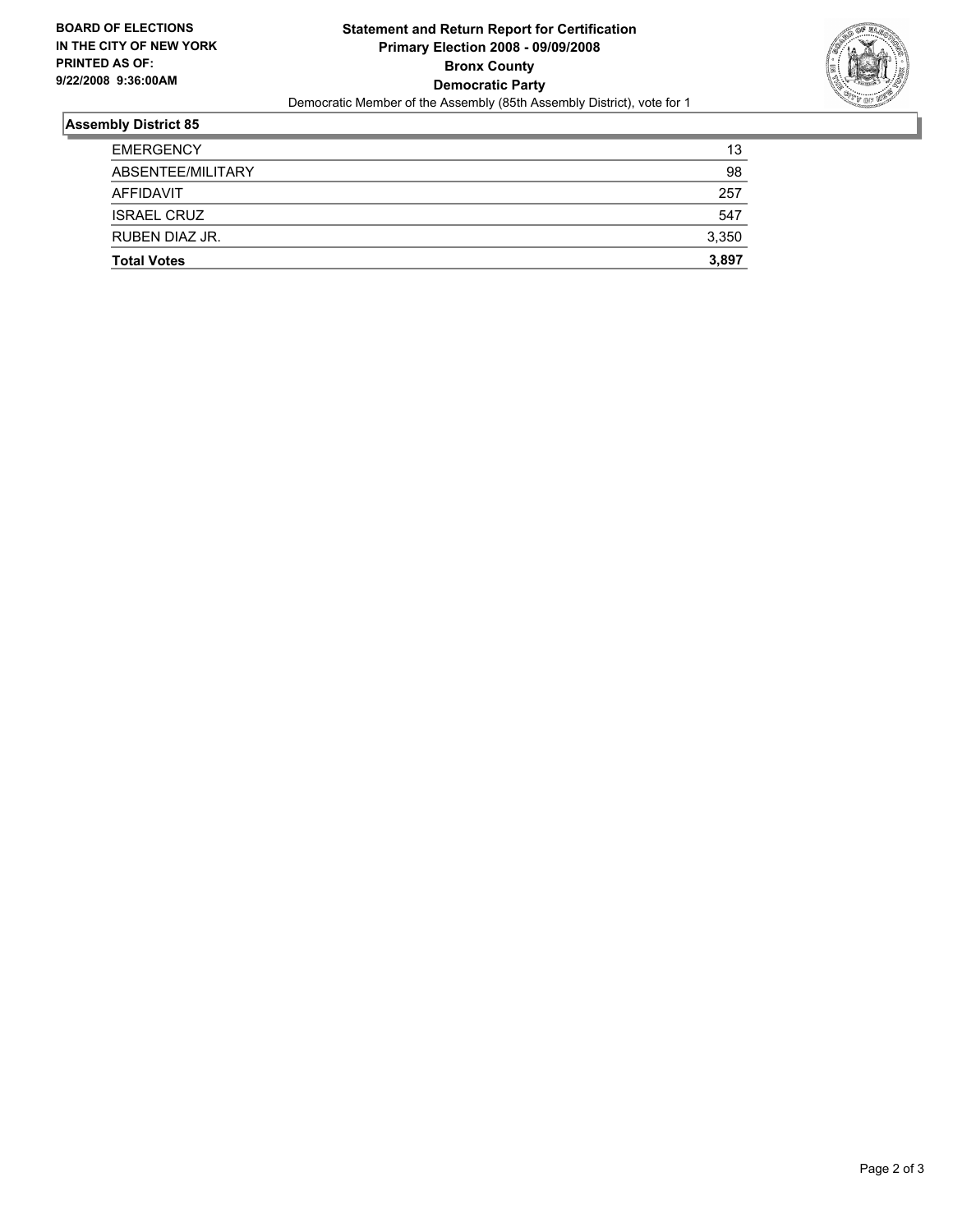**BOARD OF ELECTIONS IN THE CITY OF NEW YORK**
**PRINTED AS OF: 9/22/2008 9:36:00AM**

**Statement and Return Report for Certification**
**Primary Election 2008 - 09/09/2008**
**Bronx County**
**Democratic Party**
Democratic Member of the Assembly (85th Assembly District), vote for 1

## Assembly District 85

| | |
|---|---|
| EMERGENCY | 13 |
| ABSENTEE/MILITARY | 98 |
| AFFIDAVIT | 257 |
| ISRAEL CRUZ | 547 |
| RUBEN DIAZ JR. | 3,350 |
| **Total Votes** | **3,897** |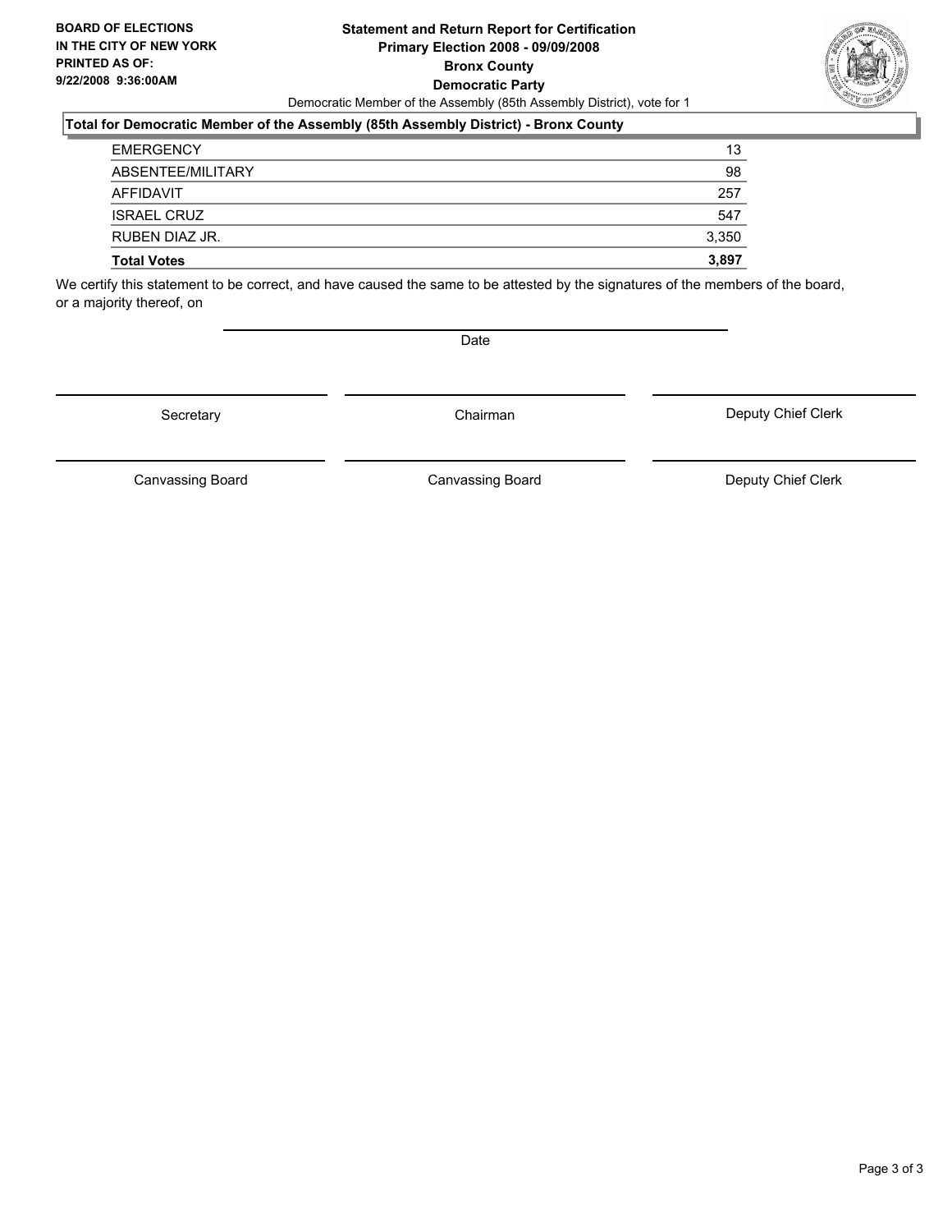**BOARD OF ELECTIONS IN THE CITY OF NEW YORK PRINTED AS OF: 9/22/2008 9:36:00AM**

**Statement and Return Report for Certification**
**Primary Election 2008 - 09/09/2008**
**Bronx County**
**Democratic Party**

Democratic Member of the Assembly (85th Assembly District), vote for 1

**Total for Democratic Member of the Assembly (85th Assembly District) - Bronx County**

| | |
|---|---|
| EMERGENCY | 13 |
| ABSENTEE/MILITARY | 98 |
| AFFIDAVIT | 257 |
| ISRAEL CRUZ | 547 |
| RUBEN DIAZ JR. | 3,350 |
| **Total Votes** | **3,897** |

We certify this statement to be correct, and have caused the same to be attested by the signatures of the members of the board, or a majority thereof, on

Date

Secretary — Chairman — Deputy Chief Clerk

Canvassing Board — Canvassing Board — Deputy Chief Clerk